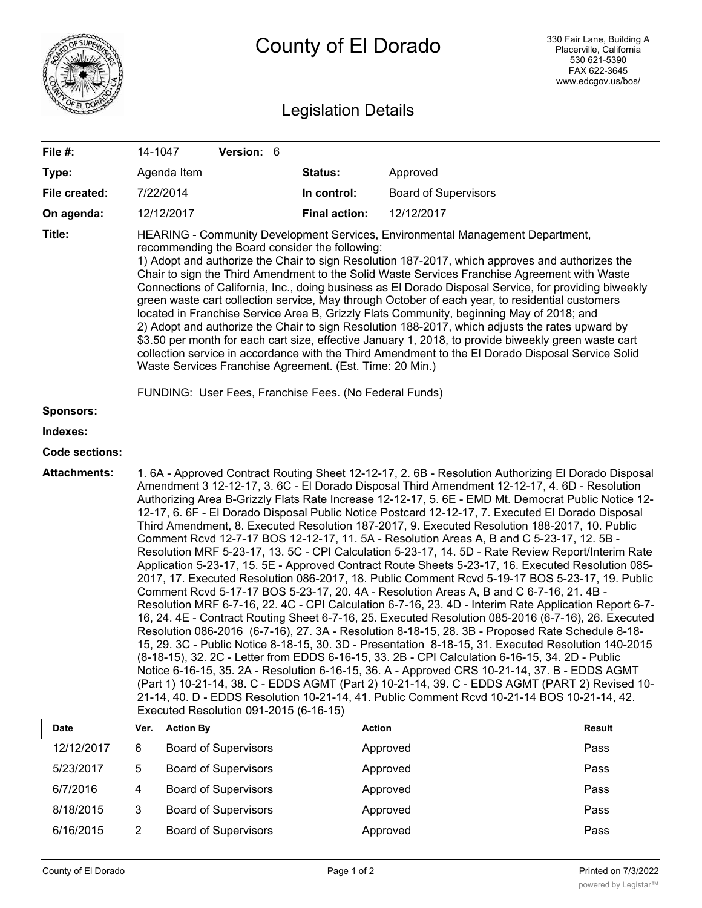# County of El Dorado

330 Fair Lane, Building A
Placerville, California
530 621-5390
FAX 622-3645
www.edcgov.us/bos/

## Legislation Details

| | | | |
|---|---|---|---|
| **File #:** | 14-1047 **Version:** 6 | | |
| **Type:** | Agenda Item | **Status:** | Approved |
| **File created:** | 7/22/2014 | **In control:** | Board of Supervisors |
| **On agenda:** | 12/12/2017 | **Final action:** | 12/12/2017 |

**Title:** HEARING - Community Development Services, Environmental Management Department, recommending the Board consider the following:
1) Adopt and authorize the Chair to sign Resolution 187-2017, which approves and authorizes the Chair to sign the Third Amendment to the Solid Waste Services Franchise Agreement with Waste Connections of California, Inc., doing business as El Dorado Disposal Service, for providing biweekly green waste cart collection service, May through October of each year, to residential customers located in Franchise Service Area B, Grizzly Flats Community, beginning May of 2018; and
2) Adopt and authorize the Chair to sign Resolution 188-2017, which adjusts the rates upward by $3.50 per month for each cart size, effective January 1, 2018, to provide biweekly green waste cart collection service in accordance with the Third Amendment to the El Dorado Disposal Service Solid Waste Services Franchise Agreement. (Est. Time: 20 Min.)

FUNDING: User Fees, Franchise Fees. (No Federal Funds)

**Sponsors:**

**Indexes:**

**Code sections:**

**Attachments:** 1. 6A - Approved Contract Routing Sheet 12-12-17, 2. 6B - Resolution Authorizing El Dorado Disposal Amendment 3 12-12-17, 3. 6C - El Dorado Disposal Third Amendment 12-12-17, 4. 6D - Resolution Authorizing Area B-Grizzly Flats Rate Increase 12-12-17, 5. 6E - EMD Mt. Democrat Public Notice 12-12-17, 6. 6F - El Dorado Disposal Public Notice Postcard 12-12-17, 7. Executed El Dorado Disposal Third Amendment, 8. Executed Resolution 187-2017, 9. Executed Resolution 188-2017, 10. Public Comment Rcvd 12-7-17 BOS 12-12-17, 11. 5A - Resolution Areas A, B and C 5-23-17, 12. 5B - Resolution MRF 5-23-17, 13. 5C - CPI Calculation 5-23-17, 14. 5D - Rate Review Report/Interim Rate Application 5-23-17, 15. 5E - Approved Contract Route Sheets 5-23-17, 16. Executed Resolution 085-2017, 17. Executed Resolution 086-2017, 18. Public Comment Rcvd 5-19-17 BOS 5-23-17, 19. Public Comment Rcvd 5-17-17 BOS 5-23-17, 20. 4A - Resolution Areas A, B and C 6-7-16, 21. 4B - Resolution MRF 6-7-16, 22. 4C - CPI Calculation 6-7-16, 23. 4D - Interim Rate Application Report 6-7-16, 24. 4E - Contract Routing Sheet 6-7-16, 25. Executed Resolution 085-2016 (6-7-16), 26. Executed Resolution 086-2016 (6-7-16), 27. 3A - Resolution 8-18-15, 28. 3B - Proposed Rate Schedule 8-18-15, 29. 3C - Public Notice 8-18-15, 30. 3D - Presentation 8-18-15, 31. Executed Resolution 140-2015 (8-18-15), 32. 2C - Letter from EDDS 6-16-15, 33. 2B - CPI Calculation 6-16-15, 34. 2D - Public Notice 6-16-15, 35. 2A - Resolution 6-16-15, 36. A - Approved CRS 10-21-14, 37. B - EDDS AGMT (Part 1) 10-21-14, 38. C - EDDS AGMT (Part 2) 10-21-14, 39. C - EDDS AGMT (PART 2) Revised 10-21-14, 40. D - EDDS Resolution 10-21-14, 41. Public Comment Rcvd 10-21-14 BOS 10-21-14, 42. Executed Resolution 091-2015 (6-16-15)

| Date | Ver. | Action By | Action | Result |
|---|---|---|---|---|
| 12/12/2017 | 6 | Board of Supervisors | Approved | Pass |
| 5/23/2017 | 5 | Board of Supervisors | Approved | Pass |
| 6/7/2016 | 4 | Board of Supervisors | Approved | Pass |
| 8/18/2015 | 3 | Board of Supervisors | Approved | Pass |
| 6/16/2015 | 2 | Board of Supervisors | Approved | Pass |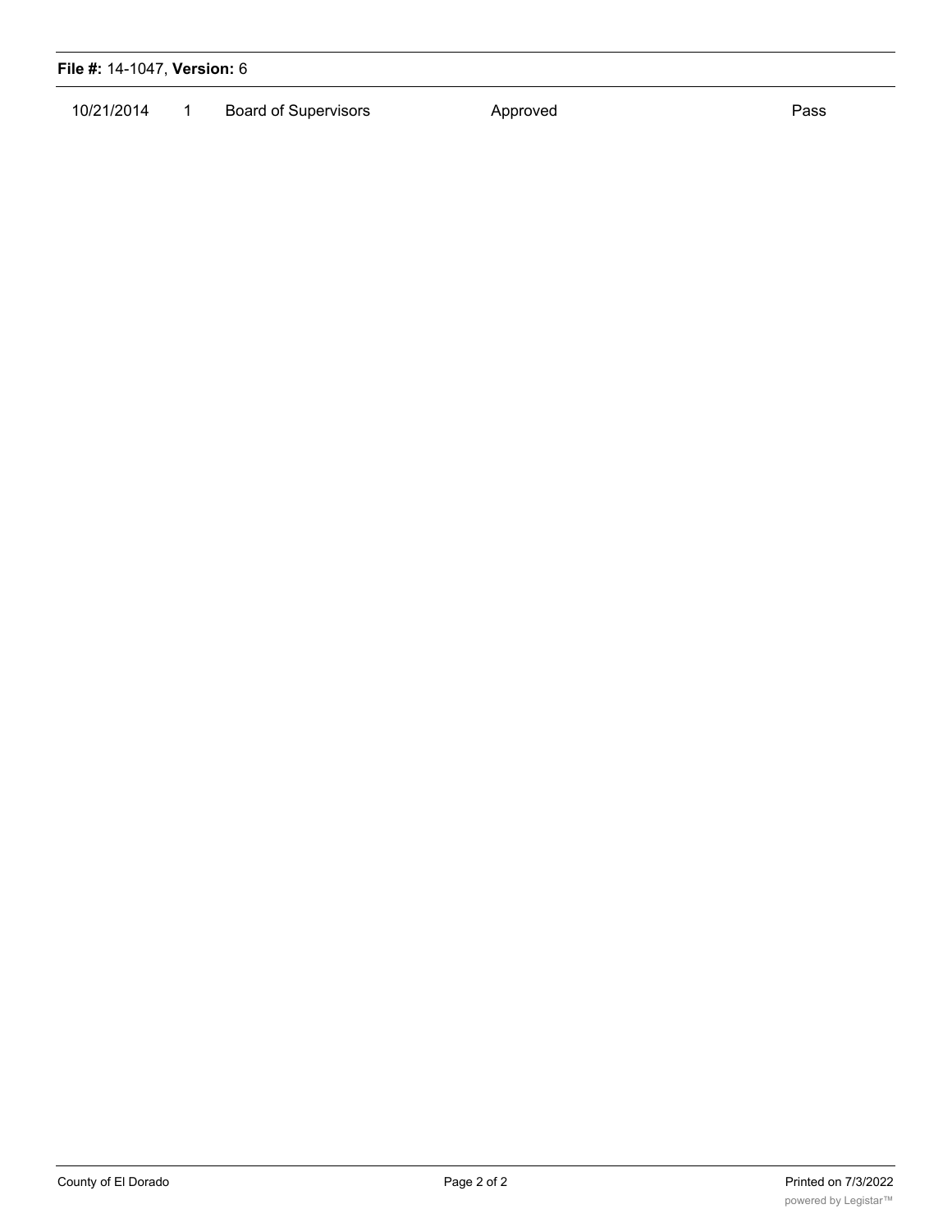**File #:** 14-1047, **Version:** 6

| | | | | |
|---|---|---|---|---|
| 10/21/2014 | 1 | Board of Supervisors | Approved | Pass |